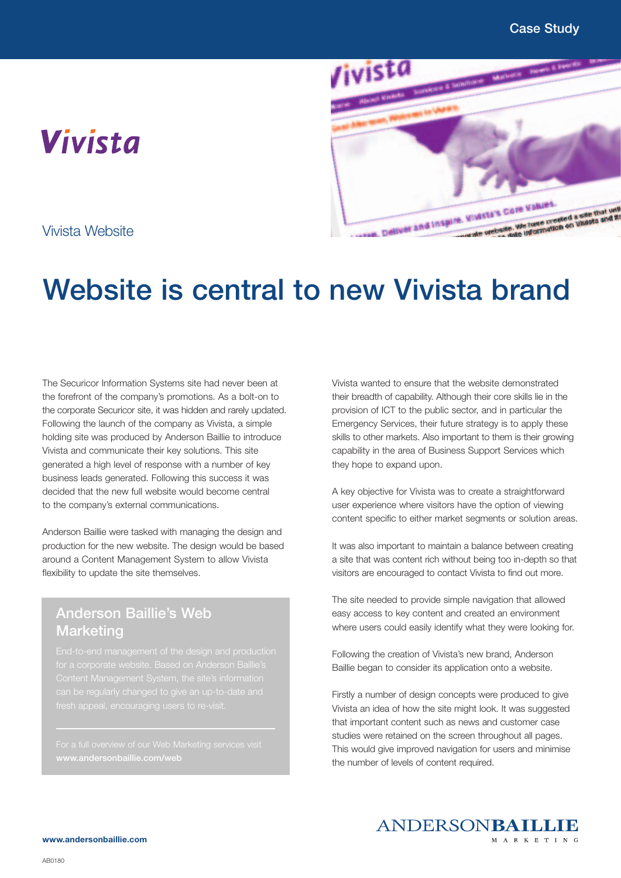Case Study

Vivista

Vivista Website

# Website is central to new Vivista brand

The Securicor Information Systems site had never been at the forefront of the company's promotions. As a bolt-on to the corporate Securicor site, it was hidden and rarely updated. Following the launch of the company as Vivista, a simple holding site was produced by Anderson Baillie to introduce Vivista and communicate their key solutions. This site generated a high level of response with a number of key business leads generated. Following this success it was decided that the new full website would become central to the company's external communications.

Anderson Baillie were tasked with managing the design and production for the new website. The design would be based around a Content Management System to allow Vivista flexibility to update the site themselves.

## Anderson Baillie's Web Marketing

End-to-end management of the design and production for a corporate website. Based on Anderson Baillie's Content Management System, the site's information can be regularly changed to give an up-to-date and fresh appeal, encouraging users to re-visit.

For a full overview of our Web Marketing services visit **www.andersonbaillie.com/web**

Vivista wanted to ensure that the website demonstrated their breadth of capability. Although their core skills lie in the provision of ICT to the public sector, and in particular the Emergency Services, their future strategy is to apply these skills to other markets. Also important to them is their growing capability in the area of Business Support Services which they hope to expand upon.

A key objective for Vivista was to create a straightforward user experience where visitors have the option of viewing content specific to either market segments or solution areas.

It was also important to maintain a balance between creating a site that was content rich without being too in-depth so that visitors are encouraged to contact Vivista to find out more.

The site needed to provide simple navigation that allowed easy access to key content and created an environment where users could easily identify what they were looking for.

Following the creation of Vivista's new brand, Anderson Baillie began to consider its application onto a website.

Firstly a number of design concepts were produced to give Vivista an idea of how the site might look. It was suggested that important content such as news and customer case studies were retained on the screen throughout all pages. This would give improved navigation for users and minimise the number of levels of content required.

**www.andersonbaillie.com**

ANDERSON**BAILLIE** MARKETING

AB0180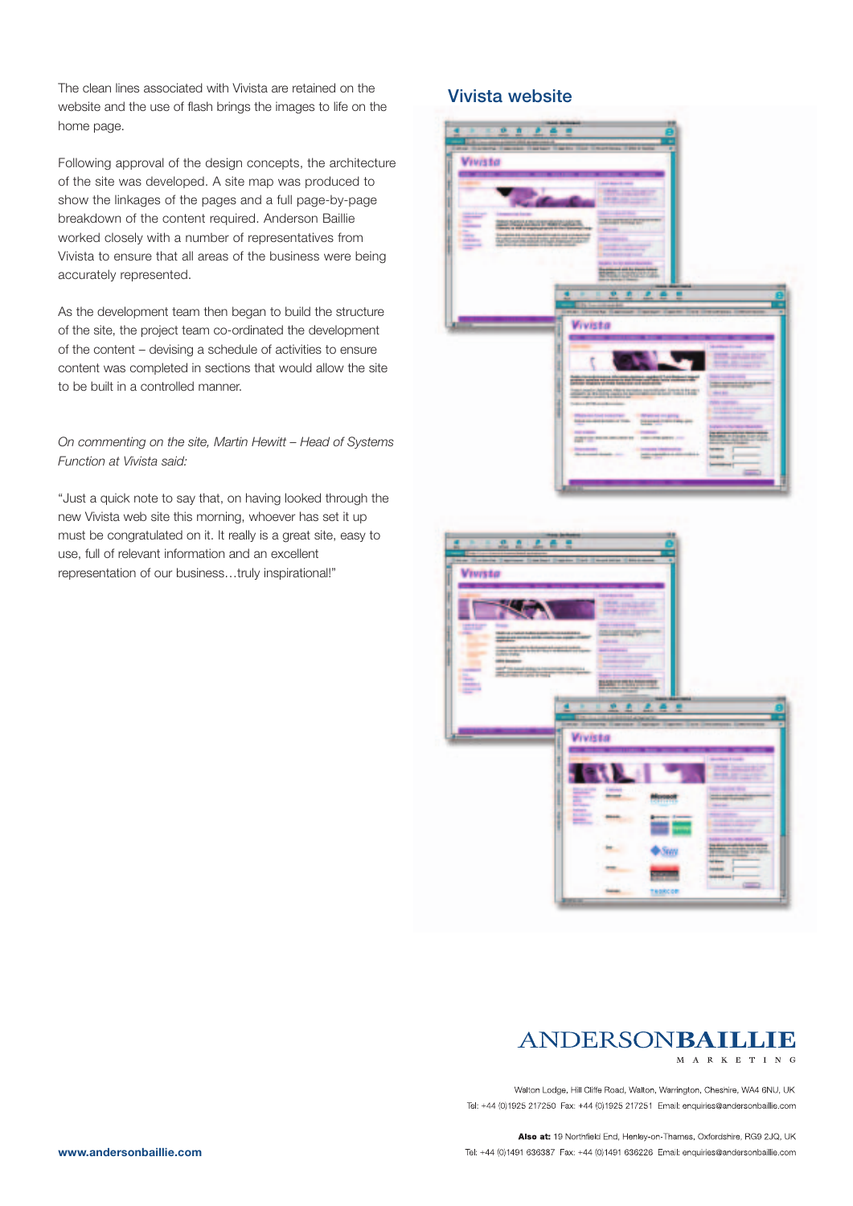The clean lines associated with Vivista are retained on the website and the use of flash brings the images to life on the home page.

Following approval of the design concepts, the architecture of the site was developed. A site map was produced to show the linkages of the pages and a full page-by-page breakdown of the content required. Anderson Baillie worked closely with a number of representatives from Vivista to ensure that all areas of the business were being accurately represented.

As the development team then began to build the structure of the site, the project team co-ordinated the development of the content – devising a schedule of activities to ensure content was completed in sections that would allow the site to be built in a controlled manner.

*On commenting on the site, Martin Hewitt – Head of Systems Function at Vivista said:*

"Just a quick note to say that, on having looked through the new Vivista web site this morning, whoever has set it up must be congratulated on it. It really is a great site, easy to use, full of relevant information and an excellent representation of our business…truly inspirational!"

## Vivista website

ANDERSON**BAILLIE**
MARKETING

Walton Lodge, Hill Cliffe Road, Walton, Warrington, Cheshire, WA4 6NU, UK
Tel: +44 (0)1925 217250 Fax: +44 (0)1925 217251 Email: enquiries@andersonbaillie.com

**Also at:** 19 Northfield End, Henley-on-Thames, Oxfordshire, RG9 2JQ, UK
Tel: +44 (0)1491 636387 Fax: +44 (0)1491 636226 Email: enquiries@andersonbaillie.com

**www.andersonbaillie.com**